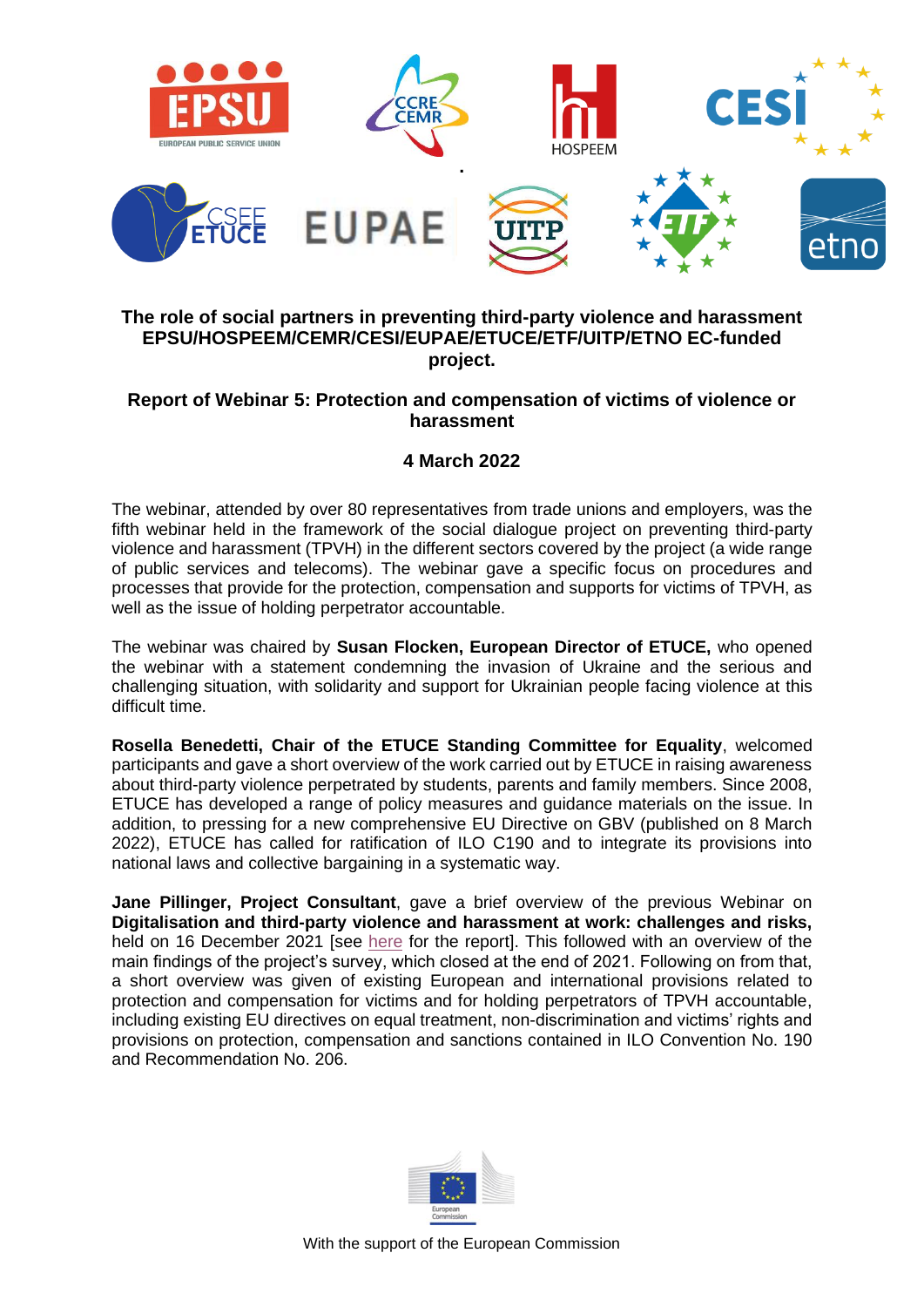**The role of social partners in preventing third-party violence and harassment EPSU/HOSPEEM/CEMR/CESI/EUPAE/ETUCE/ETF/UITP/ETNO EC-funded project.**

**Report of Webinar 5: Protection and compensation of victims of violence or harassment**

**4 March 2022**

The webinar, attended by over 80 representatives from trade unions and employers, was the fifth webinar held in the framework of the social dialogue project on preventing third-party violence and harassment (TPVH) in the different sectors covered by the project (a wide range of public services and telecoms). The webinar gave a specific focus on procedures and processes that provide for the protection, compensation and supports for victims of TPVH, as well as the issue of holding perpetrator accountable.

The webinar was chaired by **Susan Flocken, European Director of ETUCE,** who opened the webinar with a statement condemning the invasion of Ukraine and the serious and challenging situation, with solidarity and support for Ukrainian people facing violence at this difficult time.

**Rosella Benedetti, Chair of the ETUCE Standing Committee for Equality**, welcomed participants and gave a short overview of the work carried out by ETUCE in raising awareness about third-party violence perpetrated by students, parents and family members. Since 2008, ETUCE has developed a range of policy measures and guidance materials on the issue. In addition, to pressing for a new comprehensive EU Directive on GBV (published on 8 March 2022), ETUCE has called for ratification of ILO C190 and to integrate its provisions into national laws and collective bargaining in a systematic way.

**Jane Pillinger, Project Consultant**, gave a brief overview of the previous Webinar on **Digitalisation and third-party violence and harassment at work: challenges and risks,** held on 16 December 2021 [see here for the report]. This followed with an overview of the main findings of the project's survey, which closed at the end of 2021. Following on from that, a short overview was given of existing European and international provisions related to protection and compensation for victims and for holding perpetrators of TPVH accountable, including existing EU directives on equal treatment, non-discrimination and victims' rights and provisions on protection, compensation and sanctions contained in ILO Convention No. 190 and Recommendation No. 206.

With the support of the European Commission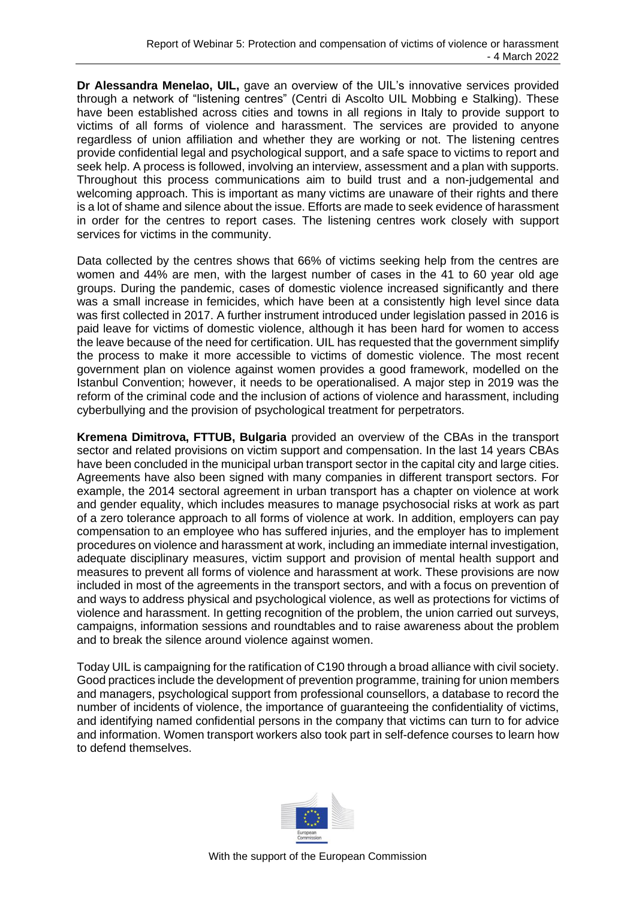**Dr Alessandra Menelao, UIL,** gave an overview of the UIL's innovative services provided through a network of "listening centres" (Centri di Ascolto UIL Mobbing e Stalking). These have been established across cities and towns in all regions in Italy to provide support to victims of all forms of violence and harassment. The services are provided to anyone regardless of union affiliation and whether they are working or not. The listening centres provide confidential legal and psychological support, and a safe space to victims to report and seek help. A process is followed, involving an interview, assessment and a plan with supports. Throughout this process communications aim to build trust and a non-judgemental and welcoming approach. This is important as many victims are unaware of their rights and there is a lot of shame and silence about the issue. Efforts are made to seek evidence of harassment in order for the centres to report cases. The listening centres work closely with support services for victims in the community.

Data collected by the centres shows that 66% of victims seeking help from the centres are women and 44% are men, with the largest number of cases in the 41 to 60 year old age groups. During the pandemic, cases of domestic violence increased significantly and there was a small increase in femicides, which have been at a consistently high level since data was first collected in 2017. A further instrument introduced under legislation passed in 2016 is paid leave for victims of domestic violence, although it has been hard for women to access the leave because of the need for certification. UIL has requested that the government simplify the process to make it more accessible to victims of domestic violence. The most recent government plan on violence against women provides a good framework, modelled on the Istanbul Convention; however, it needs to be operationalised. A major step in 2019 was the reform of the criminal code and the inclusion of actions of violence and harassment, including cyberbullying and the provision of psychological treatment for perpetrators.

**Kremena Dimitrova, FTTUB, Bulgaria** provided an overview of the CBAs in the transport sector and related provisions on victim support and compensation. In the last 14 years CBAs have been concluded in the municipal urban transport sector in the capital city and large cities. Agreements have also been signed with many companies in different transport sectors. For example, the 2014 sectoral agreement in urban transport has a chapter on violence at work and gender equality, which includes measures to manage psychosocial risks at work as part of a zero tolerance approach to all forms of violence at work. In addition, employers can pay compensation to an employee who has suffered injuries, and the employer has to implement procedures on violence and harassment at work, including an immediate internal investigation, adequate disciplinary measures, victim support and provision of mental health support and measures to prevent all forms of violence and harassment at work. These provisions are now included in most of the agreements in the transport sectors, and with a focus on prevention of and ways to address physical and psychological violence, as well as protections for victims of violence and harassment. In getting recognition of the problem, the union carried out surveys, campaigns, information sessions and roundtables and to raise awareness about the problem and to break the silence around violence against women.

Today UIL is campaigning for the ratification of C190 through a broad alliance with civil society. Good practices include the development of prevention programme, training for union members and managers, psychological support from professional counsellors, a database to record the number of incidents of violence, the importance of guaranteeing the confidentiality of victims, and identifying named confidential persons in the company that victims can turn to for advice and information. Women transport workers also took part in self-defence courses to learn how to defend themselves.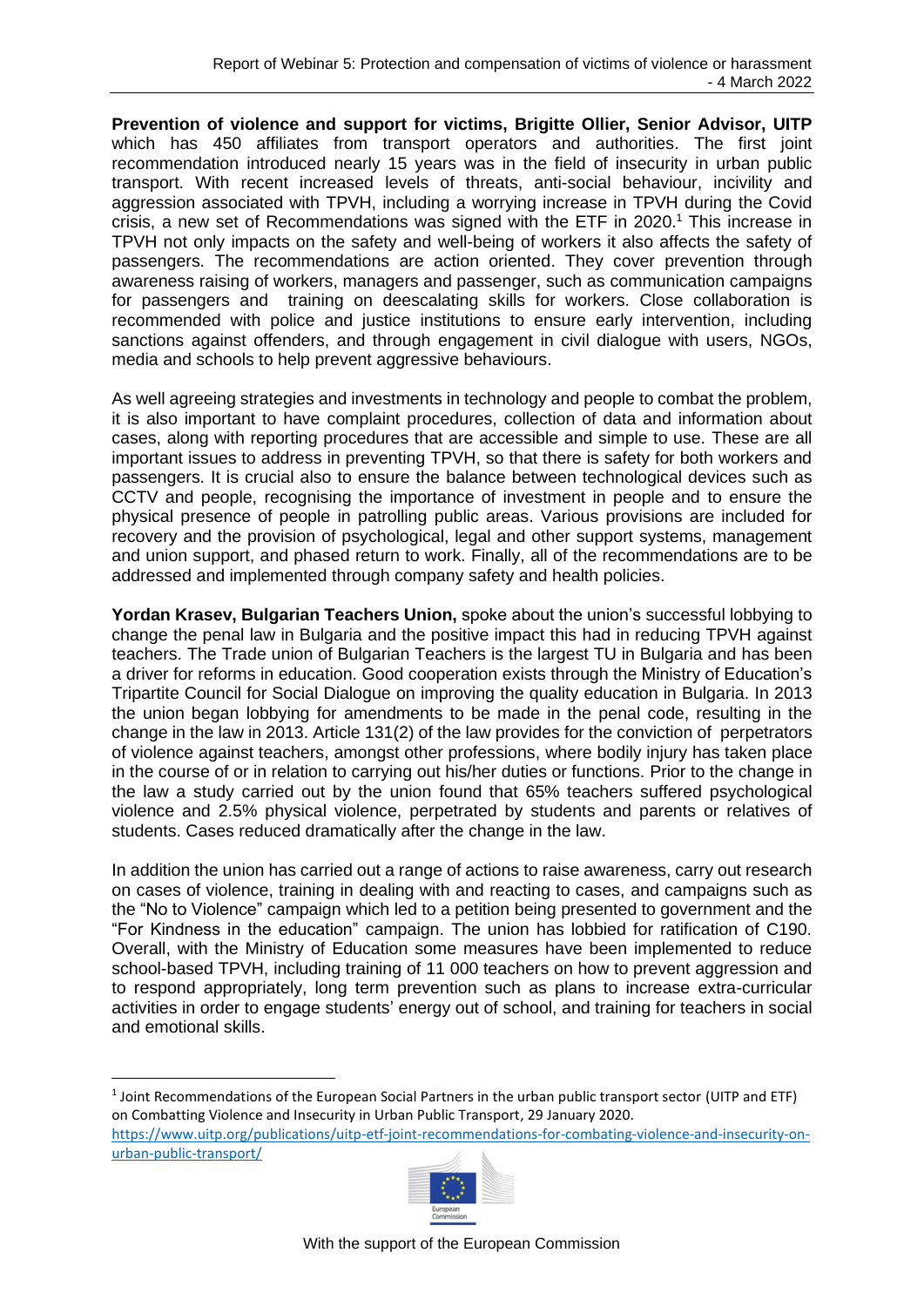**Prevention of violence and support for victims, Brigitte Ollier, Senior Advisor, UITP** which has 450 affiliates from transport operators and authorities. The first joint recommendation introduced nearly 15 years was in the field of insecurity in urban public transport. With recent increased levels of threats, anti-social behaviour, incivility and aggression associated with TPVH, including a worrying increase in TPVH during the Covid crisis, a new set of Recommendations was signed with the ETF in 2020.[1] This increase in TPVH not only impacts on the safety and well-being of workers it also affects the safety of passengers. The recommendations are action oriented. They cover prevention through awareness raising of workers, managers and passenger, such as communication campaigns for passengers and training on deescalating skills for workers. Close collaboration is recommended with police and justice institutions to ensure early intervention, including sanctions against offenders, and through engagement in civil dialogue with users, NGOs, media and schools to help prevent aggressive behaviours.

As well agreeing strategies and investments in technology and people to combat the problem, it is also important to have complaint procedures, collection of data and information about cases, along with reporting procedures that are accessible and simple to use. These are all important issues to address in preventing TPVH, so that there is safety for both workers and passengers. It is crucial also to ensure the balance between technological devices such as CCTV and people, recognising the importance of investment in people and to ensure the physical presence of people in patrolling public areas. Various provisions are included for recovery and the provision of psychological, legal and other support systems, management and union support, and phased return to work. Finally, all of the recommendations are to be addressed and implemented through company safety and health policies.

**Yordan Krasev, Bulgarian Teachers Union,** spoke about the union's successful lobbying to change the penal law in Bulgaria and the positive impact this had in reducing TPVH against teachers. The Trade union of Bulgarian Teachers is the largest TU in Bulgaria and has been a driver for reforms in education. Good cooperation exists through the Ministry of Education's Tripartite Council for Social Dialogue on improving the quality education in Bulgaria. In 2013 the union began lobbying for amendments to be made in the penal code, resulting in the change in the law in 2013. Article 131(2) of the law provides for the conviction of perpetrators of violence against teachers, amongst other professions, where bodily injury has taken place in the course of or in relation to carrying out his/her duties or functions. Prior to the change in the law a study carried out by the union found that 65% teachers suffered psychological violence and 2.5% physical violence, perpetrated by students and parents or relatives of students. Cases reduced dramatically after the change in the law.

In addition the union has carried out a range of actions to raise awareness, carry out research on cases of violence, training in dealing with and reacting to cases, and campaigns such as the "No to Violence" campaign which led to a petition being presented to government and the "For Kindness in the education" campaign. The union has lobbied for ratification of C190. Overall, with the Ministry of Education some measures have been implemented to reduce school-based TPVH, including training of 11 000 teachers on how to prevent aggression and to respond appropriately, long term prevention such as plans to increase extra-curricular activities in order to engage students' energy out of school, and training for teachers in social and emotional skills.

---

[1] Joint Recommendations of the European Social Partners in the urban public transport sector (UITP and ETF) on Combatting Violence and Insecurity in Urban Public Transport, 29 January 2020. https://www.uitp.org/publications/uitp-etf-joint-recommendations-for-combating-violence-and-insecurity-on-urban-public-transport/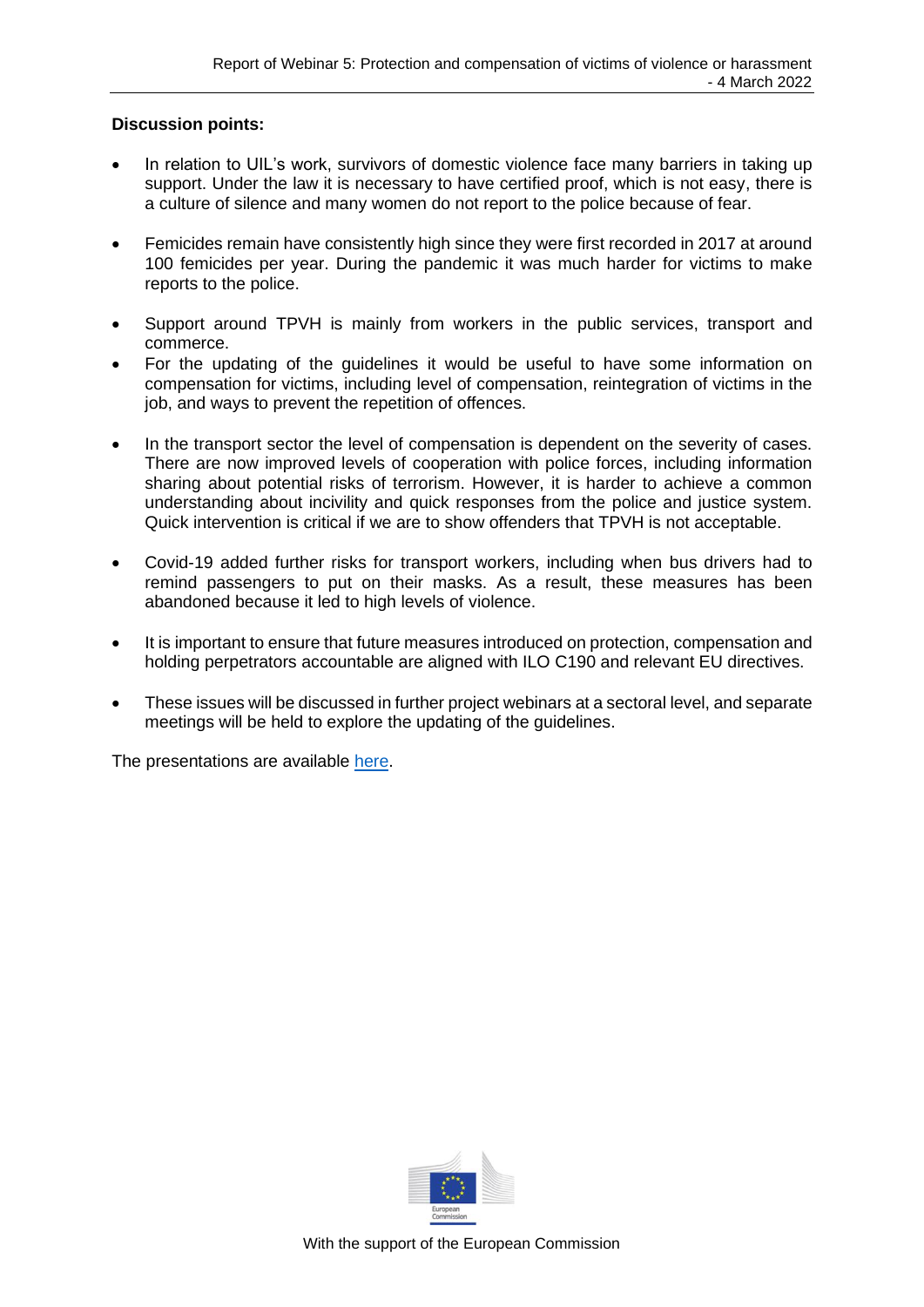**Discussion points:**

- In relation to UIL's work, survivors of domestic violence face many barriers in taking up support. Under the law it is necessary to have certified proof, which is not easy, there is a culture of silence and many women do not report to the police because of fear.
- Femicides remain have consistently high since they were first recorded in 2017 at around 100 femicides per year. During the pandemic it was much harder for victims to make reports to the police.
- Support around TPVH is mainly from workers in the public services, transport and commerce.
- For the updating of the guidelines it would be useful to have some information on compensation for victims, including level of compensation, reintegration of victims in the job, and ways to prevent the repetition of offences.
- In the transport sector the level of compensation is dependent on the severity of cases. There are now improved levels of cooperation with police forces, including information sharing about potential risks of terrorism. However, it is harder to achieve a common understanding about incivility and quick responses from the police and justice system. Quick intervention is critical if we are to show offenders that TPVH is not acceptable.
- Covid-19 added further risks for transport workers, including when bus drivers had to remind passengers to put on their masks. As a result, these measures has been abandoned because it led to high levels of violence.
- It is important to ensure that future measures introduced on protection, compensation and holding perpetrators accountable are aligned with ILO C190 and relevant EU directives.
- These issues will be discussed in further project webinars at a sectoral level, and separate meetings will be held to explore the updating of the guidelines.

The presentations are available here.

With the support of the European Commission